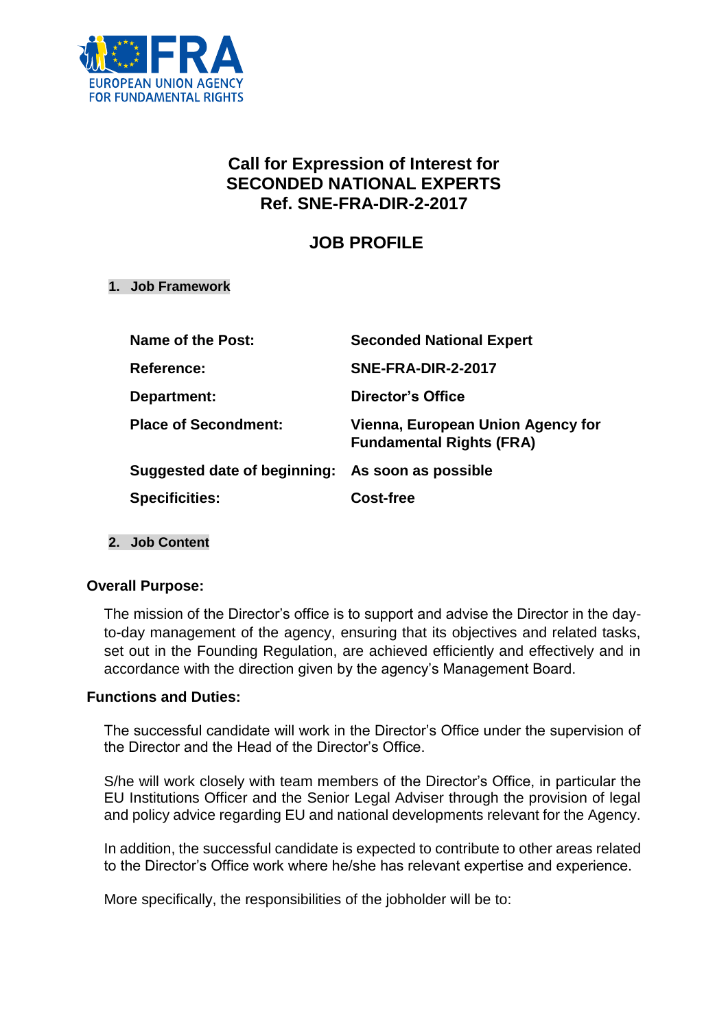EUROPEAN UNION AGENCY FOR FUNDAMENTAL RIGHTS

# Call for Expression of Interest for SECONDED NATIONAL EXPERTS Ref. SNE-FRA-DIR-2-2017

## JOB PROFILE

### 1. Job Framework

| | |
|---|---|
| **Name of the Post:** | **Seconded National Expert** |
| **Reference:** | **SNE-FRA-DIR-2-2017** |
| **Department:** | **Director's Office** |
| **Place of Secondment:** | **Vienna, European Union Agency for Fundamental Rights (FRA)** |
| **Suggested date of beginning:** | **As soon as possible** |
| **Specificities:** | **Cost-free** |

### 2. Job Content

**Overall Purpose:**

The mission of the Director's office is to support and advise the Director in the day-to-day management of the agency, ensuring that its objectives and related tasks, set out in the Founding Regulation, are achieved efficiently and effectively and in accordance with the direction given by the agency's Management Board.

**Functions and Duties:**

The successful candidate will work in the Director's Office under the supervision of the Director and the Head of the Director's Office.

S/he will work closely with team members of the Director's Office, in particular the EU Institutions Officer and the Senior Legal Adviser through the provision of legal and policy advice regarding EU and national developments relevant for the Agency.

In addition, the successful candidate is expected to contribute to other areas related to the Director's Office work where he/she has relevant expertise and experience.

More specifically, the responsibilities of the jobholder will be to: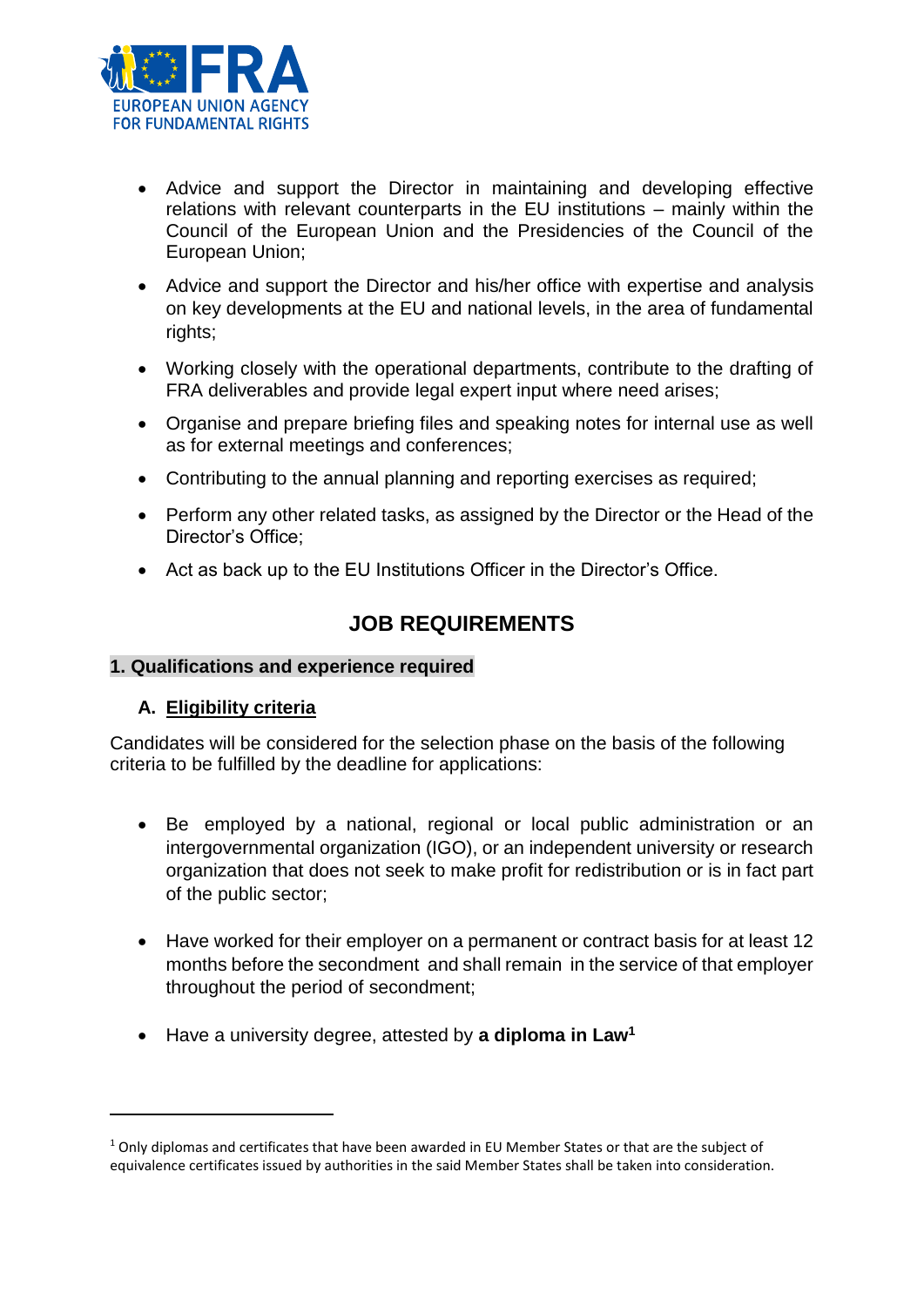- Advice and support the Director in maintaining and developing effective relations with relevant counterparts in the EU institutions – mainly within the Council of the European Union and the Presidencies of the Council of the European Union;
- Advice and support the Director and his/her office with expertise and analysis on key developments at the EU and national levels, in the area of fundamental rights;
- Working closely with the operational departments, contribute to the drafting of FRA deliverables and provide legal expert input where need arises;
- Organise and prepare briefing files and speaking notes for internal use as well as for external meetings and conferences;
- Contributing to the annual planning and reporting exercises as required;
- Perform any other related tasks, as assigned by the Director or the Head of the Director's Office;
- Act as back up to the EU Institutions Officer in the Director's Office.

## JOB REQUIREMENTS

### 1. Qualifications and experience required

#### A. Eligibility criteria

Candidates will be considered for the selection phase on the basis of the following criteria to be fulfilled by the deadline for applications:

- Be employed by a national, regional or local public administration or an intergovernmental organization (IGO), or an independent university or research organization that does not seek to make profit for redistribution or is in fact part of the public sector;
- Have worked for their employer on a permanent or contract basis for at least 12 months before the secondment and shall remain in the service of that employer throughout the period of secondment;
- Have a university degree, attested by **a diploma in Law**[1]

[1] Only diplomas and certificates that have been awarded in EU Member States or that are the subject of equivalence certificates issued by authorities in the said Member States shall be taken into consideration.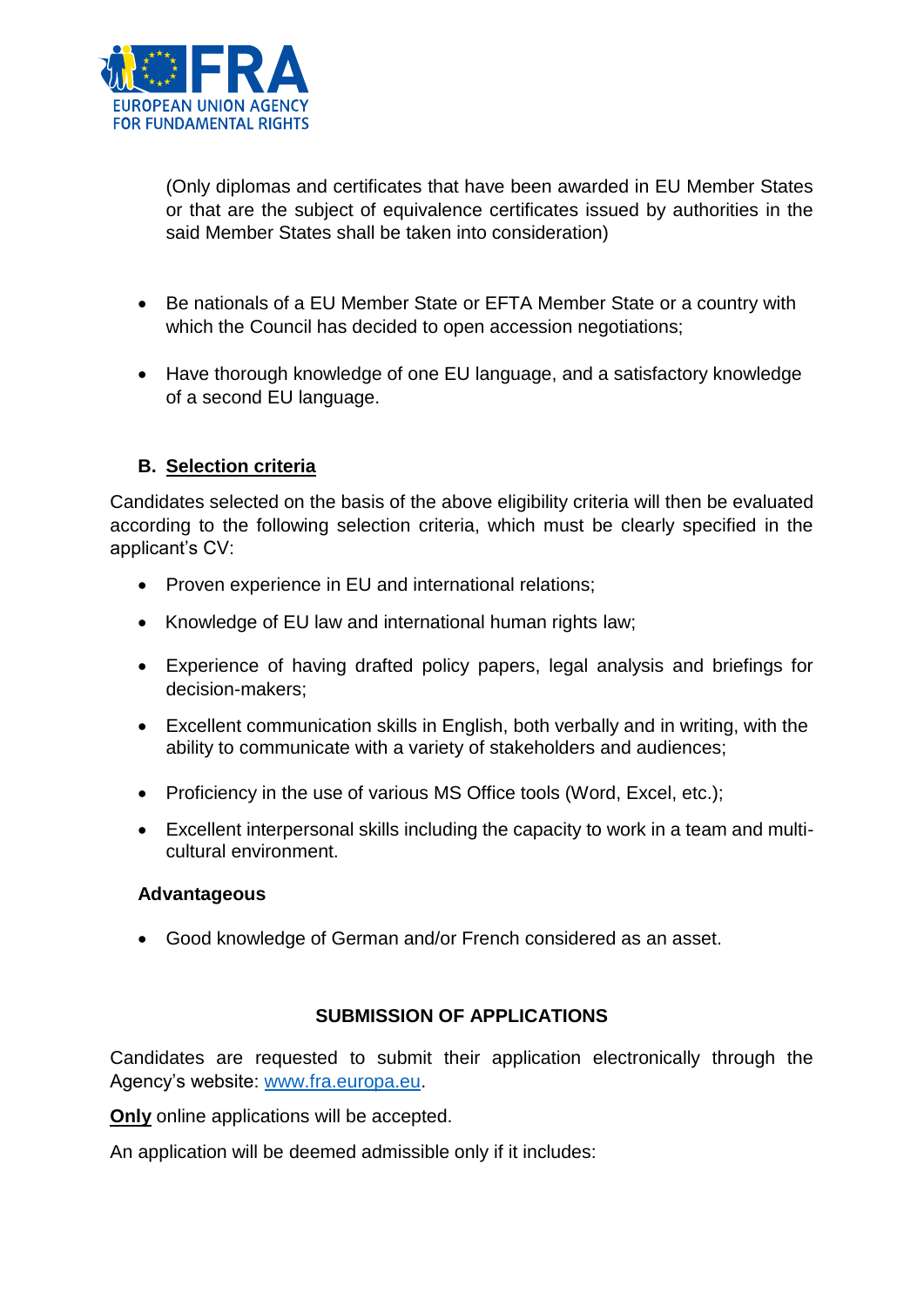(Only diplomas and certificates that have been awarded in EU Member States or that are the subject of equivalence certificates issued by authorities in the said Member States shall be taken into consideration)

- Be nationals of a EU Member State or EFTA Member State or a country with which the Council has decided to open accession negotiations;
- Have thorough knowledge of one EU language, and a satisfactory knowledge of a second EU language.

### B. Selection criteria

Candidates selected on the basis of the above eligibility criteria will then be evaluated according to the following selection criteria, which must be clearly specified in the applicant's CV:

- Proven experience in EU and international relations;
- Knowledge of EU law and international human rights law;
- Experience of having drafted policy papers, legal analysis and briefings for decision-makers;
- Excellent communication skills in English, both verbally and in writing, with the ability to communicate with a variety of stakeholders and audiences;
- Proficiency in the use of various MS Office tools (Word, Excel, etc.);
- Excellent interpersonal skills including the capacity to work in a team and multi-cultural environment.

**Advantageous**

- Good knowledge of German and/or French considered as an asset.

## SUBMISSION OF APPLICATIONS

Candidates are requested to submit their application electronically through the Agency's website: [www.fra.europa.eu](http://www.fra.europa.eu).

**Only** online applications will be accepted.

An application will be deemed admissible only if it includes: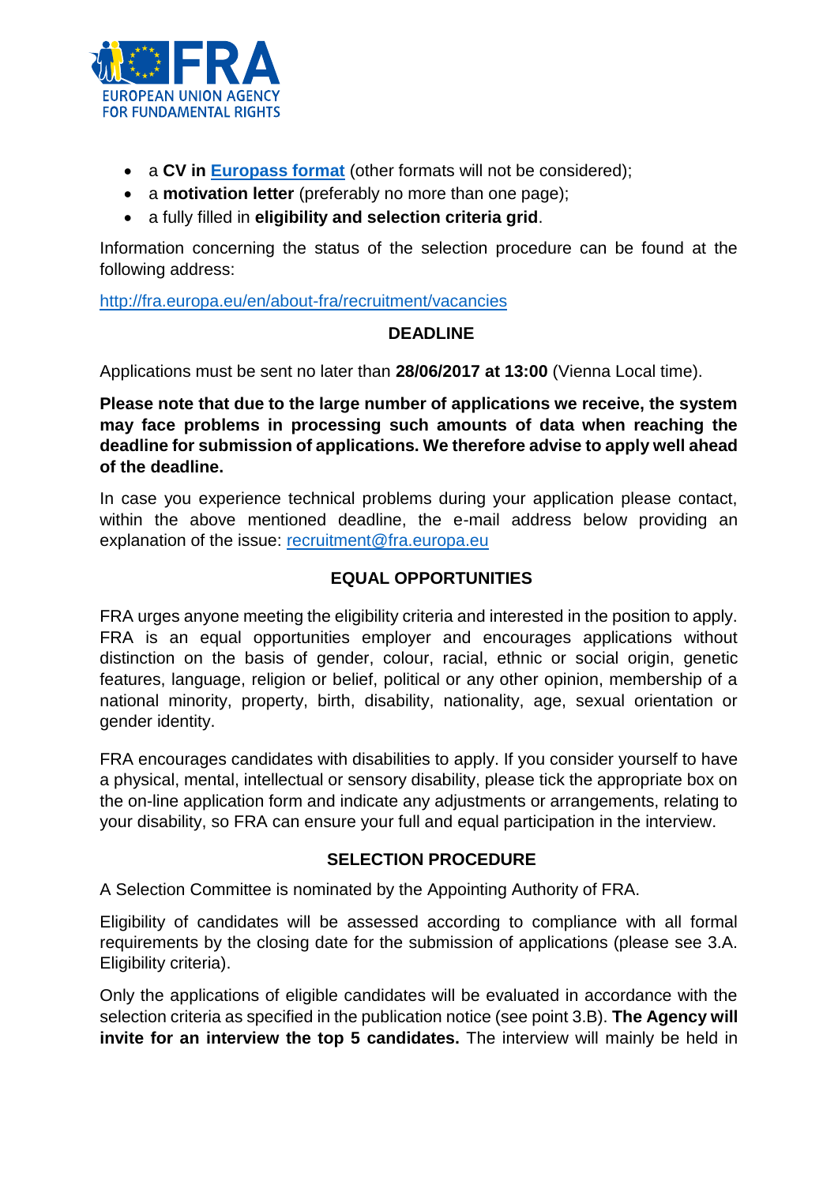- a **CV in [Europass format](#)** (other formats will not be considered);
- a **motivation letter** (preferably no more than one page);
- a fully filled in **eligibility and selection criteria grid**.

Information concerning the status of the selection procedure can be found at the following address:

http://fra.europa.eu/en/about-fra/recruitment/vacancies

## DEADLINE

Applications must be sent no later than **28/06/2017 at 13:00** (Vienna Local time).

**Please note that due to the large number of applications we receive, the system may face problems in processing such amounts of data when reaching the deadline for submission of applications. We therefore advise to apply well ahead of the deadline.**

In case you experience technical problems during your application please contact, within the above mentioned deadline, the e-mail address below providing an explanation of the issue: recruitment@fra.europa.eu

## EQUAL OPPORTUNITIES

FRA urges anyone meeting the eligibility criteria and interested in the position to apply. FRA is an equal opportunities employer and encourages applications without distinction on the basis of gender, colour, racial, ethnic or social origin, genetic features, language, religion or belief, political or any other opinion, membership of a national minority, property, birth, disability, nationality, age, sexual orientation or gender identity.

FRA encourages candidates with disabilities to apply. If you consider yourself to have a physical, mental, intellectual or sensory disability, please tick the appropriate box on the on-line application form and indicate any adjustments or arrangements, relating to your disability, so FRA can ensure your full and equal participation in the interview.

## SELECTION PROCEDURE

A Selection Committee is nominated by the Appointing Authority of FRA.

Eligibility of candidates will be assessed according to compliance with all formal requirements by the closing date for the submission of applications (please see 3.A. Eligibility criteria).

Only the applications of eligible candidates will be evaluated in accordance with the selection criteria as specified in the publication notice (see point 3.B). **The Agency will invite for an interview the top 5 candidates.** The interview will mainly be held in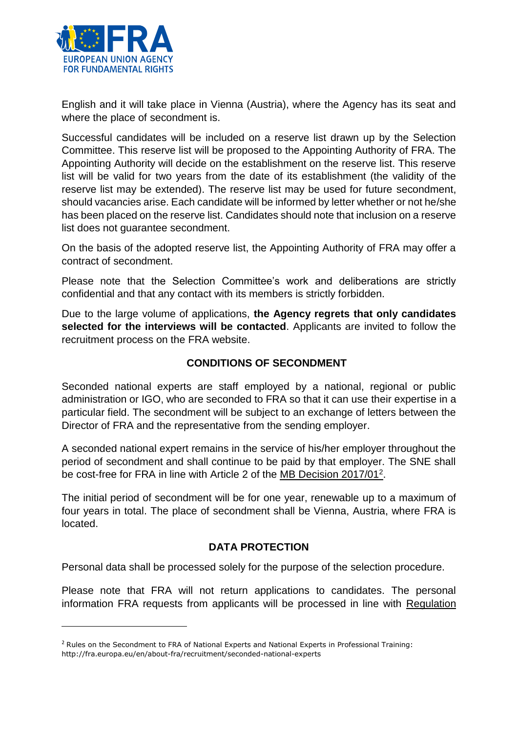English and it will take place in Vienna (Austria), where the Agency has its seat and where the place of secondment is.

Successful candidates will be included on a reserve list drawn up by the Selection Committee. This reserve list will be proposed to the Appointing Authority of FRA. The Appointing Authority will decide on the establishment on the reserve list. This reserve list will be valid for two years from the date of its establishment (the validity of the reserve list may be extended). The reserve list may be used for future secondment, should vacancies arise. Each candidate will be informed by letter whether or not he/she has been placed on the reserve list. Candidates should note that inclusion on a reserve list does not guarantee secondment.

On the basis of the adopted reserve list, the Appointing Authority of FRA may offer a contract of secondment.

Please note that the Selection Committee's work and deliberations are strictly confidential and that any contact with its members is strictly forbidden.

Due to the large volume of applications, **the Agency regrets that only candidates selected for the interviews will be contacted**. Applicants are invited to follow the recruitment process on the FRA website.

## CONDITIONS OF SECONDMENT

Seconded national experts are staff employed by a national, regional or public administration or IGO, who are seconded to FRA so that it can use their expertise in a particular field. The secondment will be subject to an exchange of letters between the Director of FRA and the representative from the sending employer.

A seconded national expert remains in the service of his/her employer throughout the period of secondment and shall continue to be paid by that employer. The SNE shall be cost-free for FRA in line with Article 2 of the MB Decision 2017/01[2].

The initial period of secondment will be for one year, renewable up to a maximum of four years in total. The place of secondment shall be Vienna, Austria, where FRA is located.

## DATA PROTECTION

Personal data shall be processed solely for the purpose of the selection procedure.

Please note that FRA will not return applications to candidates. The personal information FRA requests from applicants will be processed in line with Regulation

---

[2] Rules on the Secondment to FRA of National Experts and National Experts in Professional Training: http://fra.europa.eu/en/about-fra/recruitment/seconded-national-experts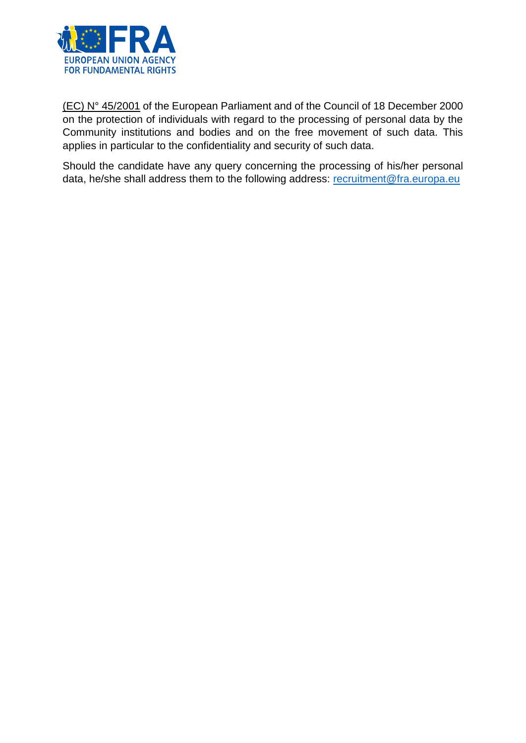(EC) N° 45/2001 of the European Parliament and of the Council of 18 December 2000 on the protection of individuals with regard to the processing of personal data by the Community institutions and bodies and on the free movement of such data. This applies in particular to the confidentiality and security of such data.

Should the candidate have any query concerning the processing of his/her personal data, he/she shall address them to the following address: recruitment@fra.europa.eu